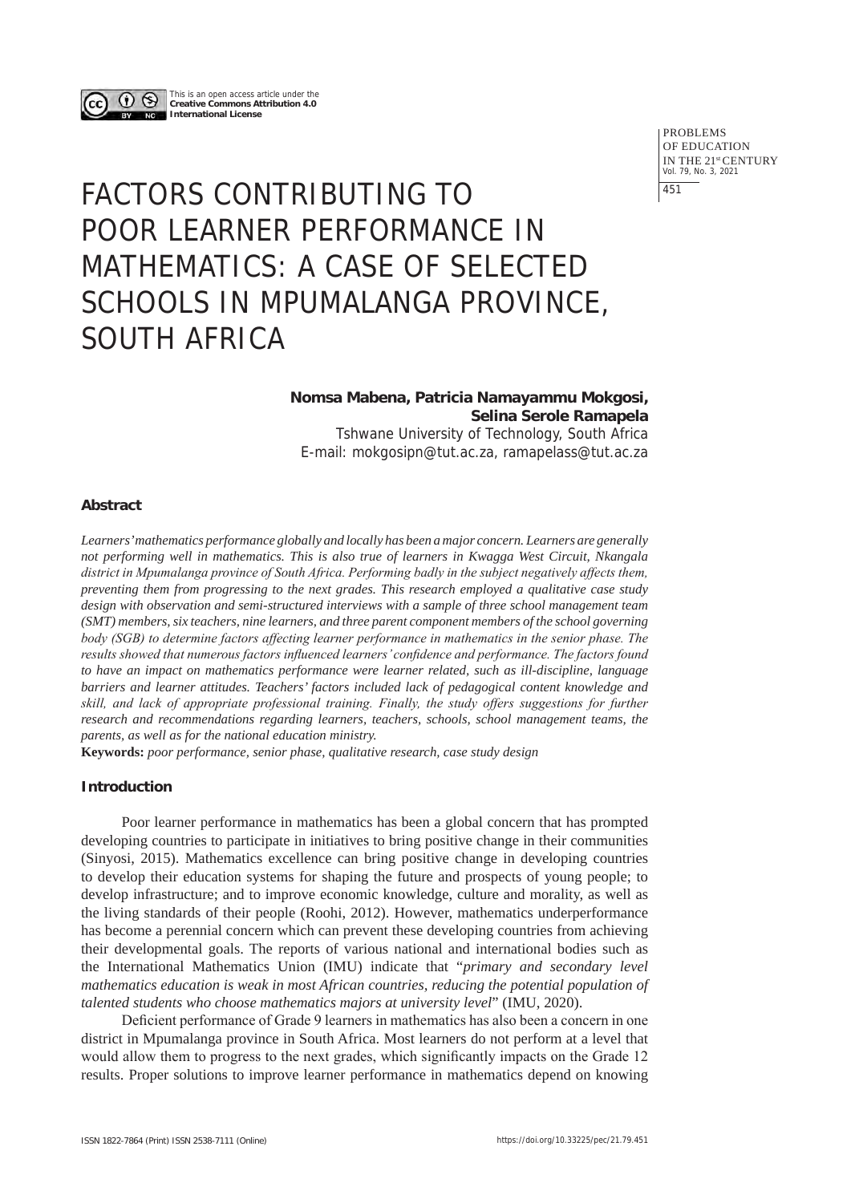This is an open access article under the **Creative Commons Attribution 4.0 International License**

# FACTORS CONTRIBUTING TO POOR LEARNER PERFORMANCE IN MATHEMATICS: A CASE OF SELECTED SCHOOLS IN MPUMALANGA PROVINCE, SOUTH AFRICA

**Nomsa Mabena, Patricia Namayammu Mokgosi, Selina Serole Ramapela**

Tshwane University of Technology, South Africa

E-mail: mokgosipn@tut.ac.za, ramapelass@tut.ac.za

### Abstract

*Learners' mathematics performance globally and locally has been a major concern. Learners are generally not performing well in mathematics. This is also true of learners in Kwagga West Circuit, Nkangala district in Mpumalanga province of South Africa. Performing badly in the subject negatively affects them, preventing them from progressing to the next grades. This research employed a qualitative case study design with observation and semi-structured interviews with a sample of three school management team (SMT) members, six teachers, nine learners, and three parent component members of the school governing body (SGB) to determine factors affecting learner performance in mathematics in the senior phase. The results showed that numerous factors influenced learners' confidence and performance. The factors found to have an impact on mathematics performance were learner related, such as ill-discipline, language barriers and learner attitudes. Teachers' factors included lack of pedagogical content knowledge and skill, and lack of appropriate professional training. Finally, the study offers suggestions for further research and recommendations regarding learners, teachers, schools, school management teams, the parents, as well as for the national education ministry.*

**Keywords:** *poor performance, senior phase, qualitative research, case study design*

### Introduction

Poor learner performance in mathematics has been a global concern that has prompted developing countries to participate in initiatives to bring positive change in their communities (Sinyosi, 2015). Mathematics excellence can bring positive change in developing countries to develop their education systems for shaping the future and prospects of young people; to develop infrastructure; and to improve economic knowledge, culture and morality, as well as the living standards of their people (Roohi, 2012). However, mathematics underperformance has become a perennial concern which can prevent these developing countries from achieving their developmental goals. The reports of various national and international bodies such as the International Mathematics Union (IMU) indicate that "*primary and secondary level mathematics education is weak in most African countries, reducing the potential population of talented students who choose mathematics majors at university level*" (IMU, 2020).

Deficient performance of Grade 9 learners in mathematics has also been a concern in one district in Mpumalanga province in South Africa. Most learners do not perform at a level that would allow them to progress to the next grades, which significantly impacts on the Grade 12 results. Proper solutions to improve learner performance in mathematics depend on knowing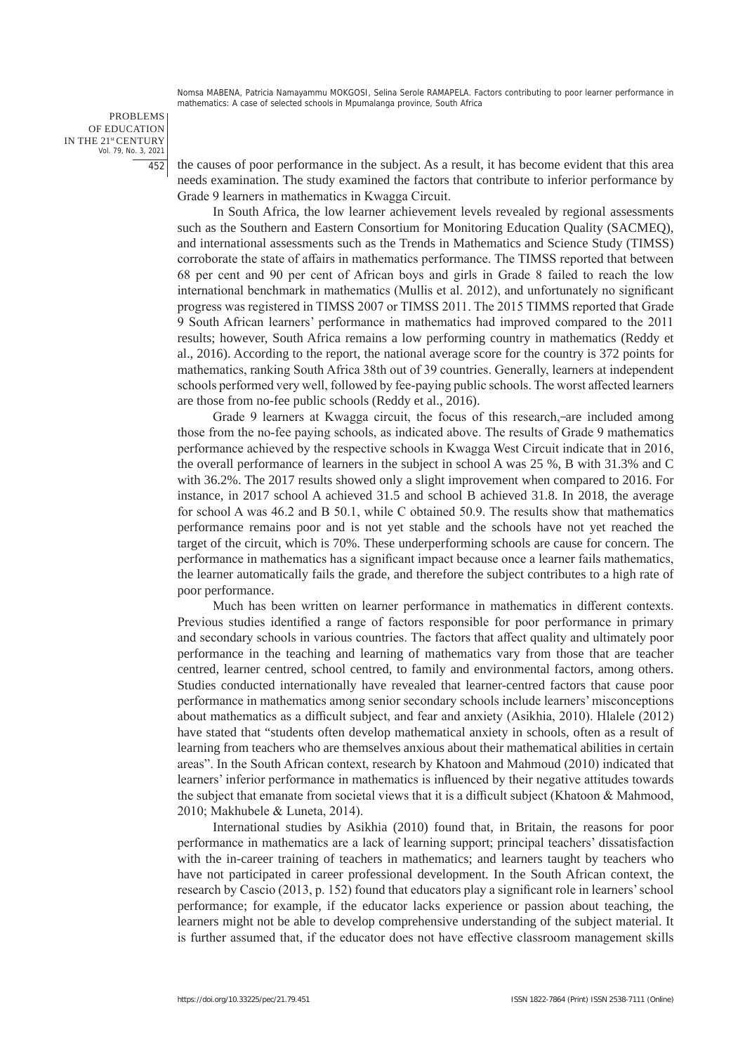the causes of poor performance in the subject. As a result, it has become evident that this area needs examination. The study examined the factors that contribute to inferior performance by Grade 9 learners in mathematics in Kwagga Circuit.

In South Africa, the low learner achievement levels revealed by regional assessments such as the Southern and Eastern Consortium for Monitoring Education Quality (SACMEQ), and international assessments such as the Trends in Mathematics and Science Study (TIMSS) corroborate the state of affairs in mathematics performance. The TIMSS reported that between 68 per cent and 90 per cent of African boys and girls in Grade 8 failed to reach the low international benchmark in mathematics (Mullis et al. 2012), and unfortunately no significant progress was registered in TIMSS 2007 or TIMSS 2011. The 2015 TIMMS reported that Grade 9 South African learners' performance in mathematics had improved compared to the 2011 results; however, South Africa remains a low performing country in mathematics (Reddy et al., 2016). According to the report, the national average score for the country is 372 points for mathematics, ranking South Africa 38th out of 39 countries. Generally, learners at independent schools performed very well, followed by fee-paying public schools. The worst affected learners are those from no-fee public schools (Reddy et al., 2016).

Grade 9 learners at Kwagga circuit, the focus of this research,–are included among those from the no-fee paying schools, as indicated above. The results of Grade 9 mathematics performance achieved by the respective schools in Kwagga West Circuit indicate that in 2016, the overall performance of learners in the subject in school A was 25 %, B with 31.3% and C with 36.2%. The 2017 results showed only a slight improvement when compared to 2016. For instance, in 2017 school A achieved 31.5 and school B achieved 31.8. In 2018, the average for school A was 46.2 and B 50.1, while C obtained 50.9. The results show that mathematics performance remains poor and is not yet stable and the schools have not yet reached the target of the circuit, which is 70%. These underperforming schools are cause for concern. The performance in mathematics has a significant impact because once a learner fails mathematics, the learner automatically fails the grade, and therefore the subject contributes to a high rate of poor performance.

Much has been written on learner performance in mathematics in different contexts. Previous studies identified a range of factors responsible for poor performance in primary and secondary schools in various countries. The factors that affect quality and ultimately poor performance in the teaching and learning of mathematics vary from those that are teacher centred, learner centred, school centred, to family and environmental factors, among others. Studies conducted internationally have revealed that learner-centred factors that cause poor performance in mathematics among senior secondary schools include learners' misconceptions about mathematics as a difficult subject, and fear and anxiety (Asikhia, 2010). Hlalele (2012) have stated that "students often develop mathematical anxiety in schools, often as a result of learning from teachers who are themselves anxious about their mathematical abilities in certain areas". In the South African context, research by Khatoon and Mahmoud (2010) indicated that learners' inferior performance in mathematics is influenced by their negative attitudes towards the subject that emanate from societal views that it is a difficult subject (Khatoon & Mahmood, 2010; Makhubele & Luneta, 2014).

International studies by Asikhia (2010) found that, in Britain, the reasons for poor performance in mathematics are a lack of learning support; principal teachers' dissatisfaction with the in-career training of teachers in mathematics; and learners taught by teachers who have not participated in career professional development. In the South African context, the research by Cascio (2013, p. 152) found that educators play a significant role in learners' school performance; for example, if the educator lacks experience or passion about teaching, the learners might not be able to develop comprehensive understanding of the subject material. It is further assumed that, if the educator does not have effective classroom management skills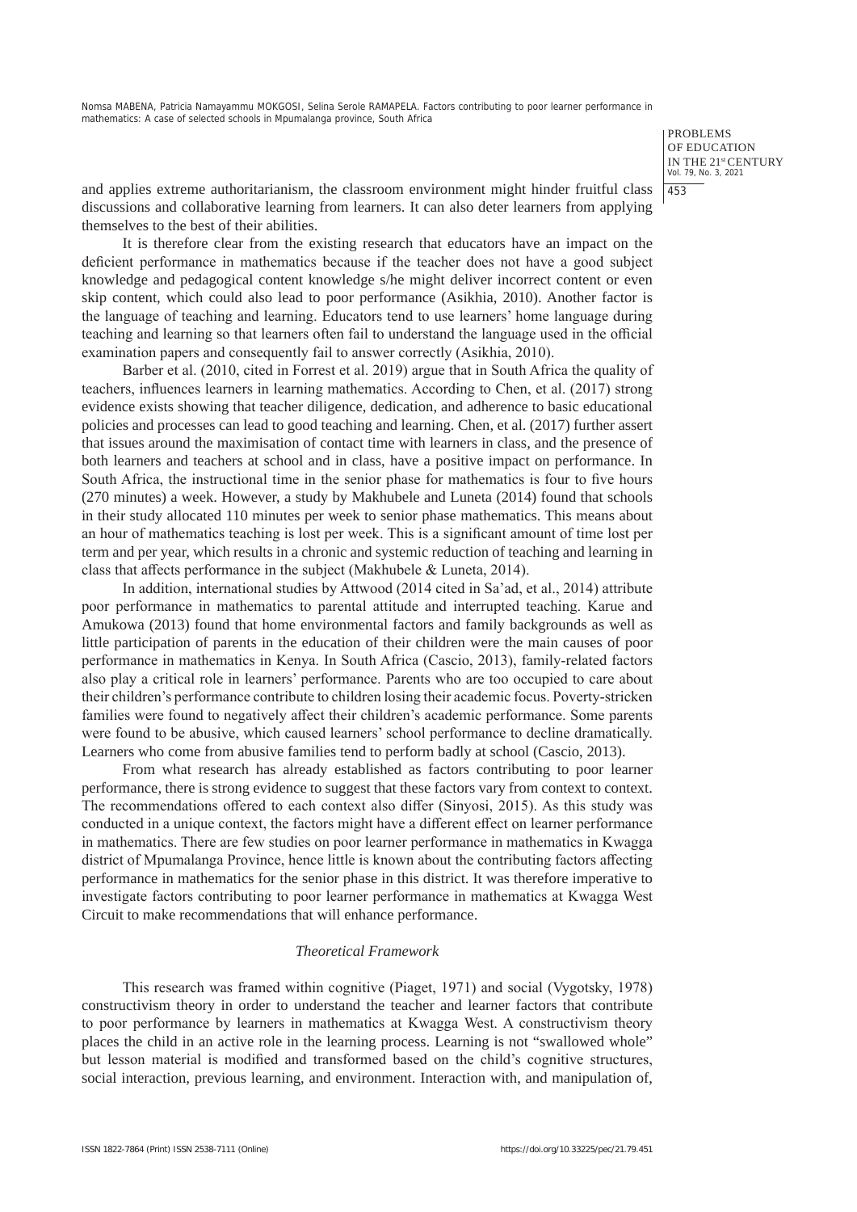and applies extreme authoritarianism, the classroom environment might hinder fruitful class discussions and collaborative learning from learners. It can also deter learners from applying themselves to the best of their abilities.

It is therefore clear from the existing research that educators have an impact on the deficient performance in mathematics because if the teacher does not have a good subject knowledge and pedagogical content knowledge s/he might deliver incorrect content or even skip content, which could also lead to poor performance (Asikhia, 2010). Another factor is the language of teaching and learning. Educators tend to use learners' home language during teaching and learning so that learners often fail to understand the language used in the official examination papers and consequently fail to answer correctly (Asikhia, 2010).

Barber et al. (2010, cited in Forrest et al. 2019) argue that in South Africa the quality of teachers, influences learners in learning mathematics. According to Chen, et al. (2017) strong evidence exists showing that teacher diligence, dedication, and adherence to basic educational policies and processes can lead to good teaching and learning. Chen, et al. (2017) further assert that issues around the maximisation of contact time with learners in class, and the presence of both learners and teachers at school and in class, have a positive impact on performance. In South Africa, the instructional time in the senior phase for mathematics is four to five hours (270 minutes) a week. However, a study by Makhubele and Luneta (2014) found that schools in their study allocated 110 minutes per week to senior phase mathematics. This means about an hour of mathematics teaching is lost per week. This is a significant amount of time lost per term and per year, which results in a chronic and systemic reduction of teaching and learning in class that affects performance in the subject (Makhubele & Luneta, 2014).

In addition, international studies by Attwood (2014 cited in Sa'ad, et al., 2014) attribute poor performance in mathematics to parental attitude and interrupted teaching. Karue and Amukowa (2013) found that home environmental factors and family backgrounds as well as little participation of parents in the education of their children were the main causes of poor performance in mathematics in Kenya. In South Africa (Cascio, 2013), family-related factors also play a critical role in learners' performance. Parents who are too occupied to care about their children's performance contribute to children losing their academic focus. Poverty-stricken families were found to negatively affect their children's academic performance. Some parents were found to be abusive, which caused learners' school performance to decline dramatically. Learners who come from abusive families tend to perform badly at school (Cascio, 2013).

From what research has already established as factors contributing to poor learner performance, there is strong evidence to suggest that these factors vary from context to context. The recommendations offered to each context also differ (Sinyosi, 2015). As this study was conducted in a unique context, the factors might have a different effect on learner performance in mathematics. There are few studies on poor learner performance in mathematics in Kwagga district of Mpumalanga Province, hence little is known about the contributing factors affecting performance in mathematics for the senior phase in this district. It was therefore imperative to investigate factors contributing to poor learner performance in mathematics at Kwagga West Circuit to make recommendations that will enhance performance.

### *Theoretical Framework*

This research was framed within cognitive (Piaget, 1971) and social (Vygotsky, 1978) constructivism theory in order to understand the teacher and learner factors that contribute to poor performance by learners in mathematics at Kwagga West. A constructivism theory places the child in an active role in the learning process. Learning is not "swallowed whole" but lesson material is modified and transformed based on the child's cognitive structures, social interaction, previous learning, and environment. Interaction with, and manipulation of,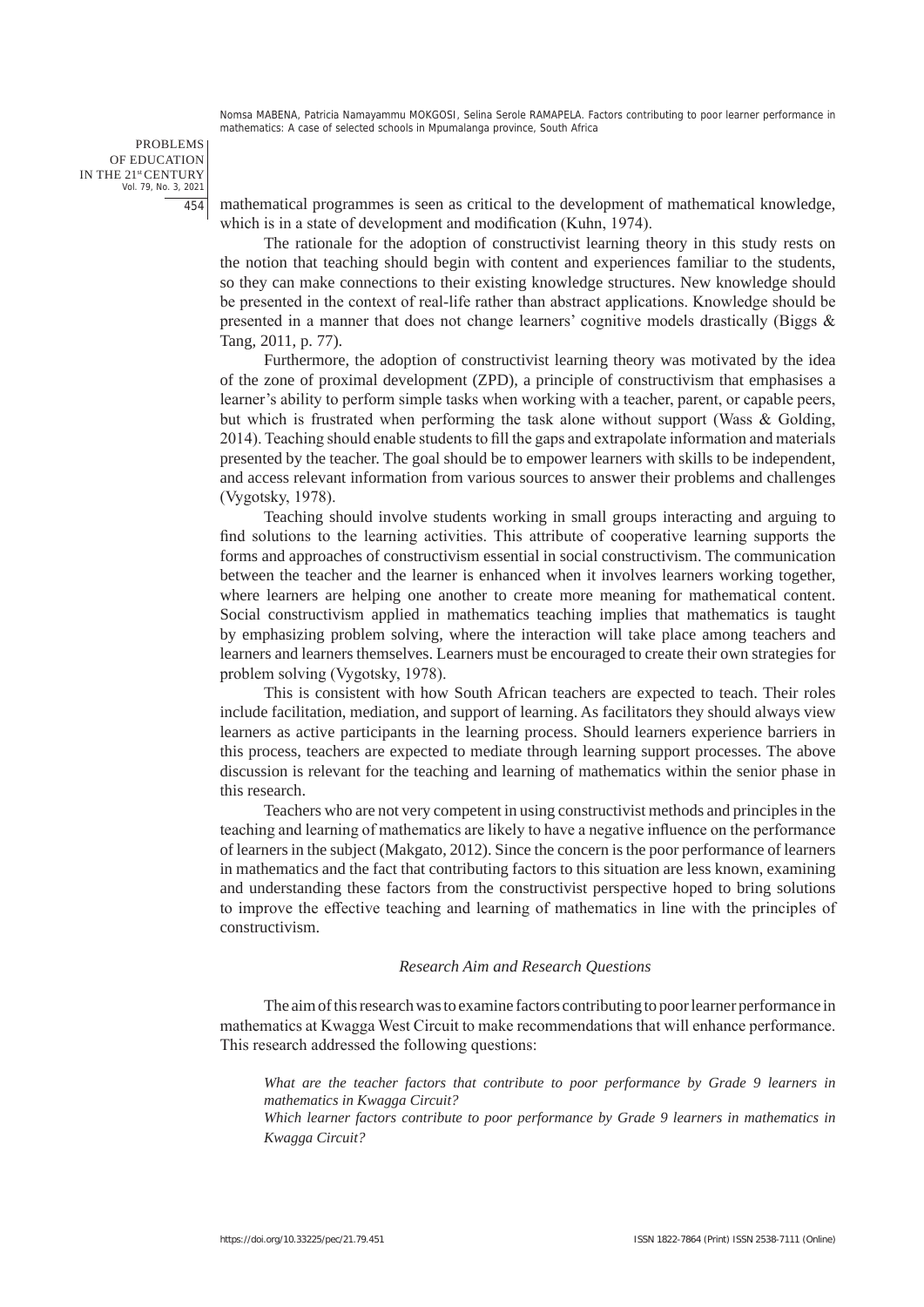mathematical programmes is seen as critical to the development of mathematical knowledge, which is in a state of development and modification (Kuhn, 1974).

The rationale for the adoption of constructivist learning theory in this study rests on the notion that teaching should begin with content and experiences familiar to the students, so they can make connections to their existing knowledge structures. New knowledge should be presented in the context of real-life rather than abstract applications. Knowledge should be presented in a manner that does not change learners' cognitive models drastically (Biggs & Tang, 2011, p. 77).

Furthermore, the adoption of constructivist learning theory was motivated by the idea of the zone of proximal development (ZPD), a principle of constructivism that emphasises a learner's ability to perform simple tasks when working with a teacher, parent, or capable peers, but which is frustrated when performing the task alone without support (Wass & Golding, 2014). Teaching should enable students to fill the gaps and extrapolate information and materials presented by the teacher. The goal should be to empower learners with skills to be independent, and access relevant information from various sources to answer their problems and challenges (Vygotsky, 1978).

Teaching should involve students working in small groups interacting and arguing to find solutions to the learning activities. This attribute of cooperative learning supports the forms and approaches of constructivism essential in social constructivism. The communication between the teacher and the learner is enhanced when it involves learners working together, where learners are helping one another to create more meaning for mathematical content. Social constructivism applied in mathematics teaching implies that mathematics is taught by emphasizing problem solving, where the interaction will take place among teachers and learners and learners themselves. Learners must be encouraged to create their own strategies for problem solving (Vygotsky, 1978).

This is consistent with how South African teachers are expected to teach. Their roles include facilitation, mediation, and support of learning. As facilitators they should always view learners as active participants in the learning process. Should learners experience barriers in this process, teachers are expected to mediate through learning support processes. The above discussion is relevant for the teaching and learning of mathematics within the senior phase in this research.

Teachers who are not very competent in using constructivist methods and principles in the teaching and learning of mathematics are likely to have a negative influence on the performance of learners in the subject (Makgato, 2012). Since the concern is the poor performance of learners in mathematics and the fact that contributing factors to this situation are less known, examining and understanding these factors from the constructivist perspective hoped to bring solutions to improve the effective teaching and learning of mathematics in line with the principles of constructivism.

### *Research Aim and Research Questions*

The aim of this research was to examine factors contributing to poor learner performance in mathematics at Kwagga West Circuit to make recommendations that will enhance performance. This research addressed the following questions:

*What are the teacher factors that contribute to poor performance by Grade 9 learners in mathematics in Kwagga Circuit?*
*Which learner factors contribute to poor performance by Grade 9 learners in mathematics in Kwagga Circuit?*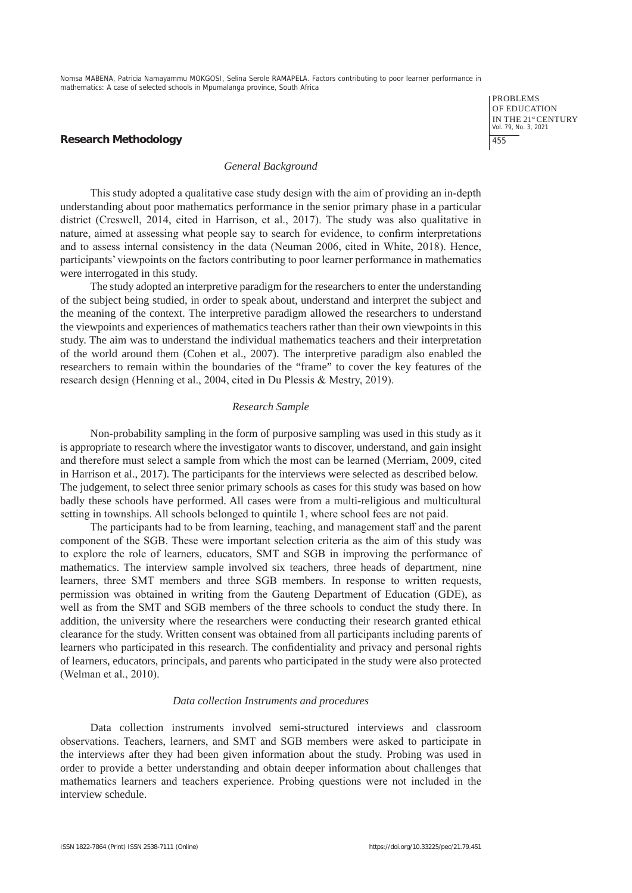## Research Methodology

### *General Background*

This study adopted a qualitative case study design with the aim of providing an in-depth understanding about poor mathematics performance in the senior primary phase in a particular district (Creswell, 2014, cited in Harrison, et al., 2017). The study was also qualitative in nature, aimed at assessing what people say to search for evidence, to confirm interpretations and to assess internal consistency in the data (Neuman 2006, cited in White, 2018). Hence, participants' viewpoints on the factors contributing to poor learner performance in mathematics were interrogated in this study.

The study adopted an interpretive paradigm for the researchers to enter the understanding of the subject being studied, in order to speak about, understand and interpret the subject and the meaning of the context. The interpretive paradigm allowed the researchers to understand the viewpoints and experiences of mathematics teachers rather than their own viewpoints in this study. The aim was to understand the individual mathematics teachers and their interpretation of the world around them (Cohen et al., 2007). The interpretive paradigm also enabled the researchers to remain within the boundaries of the "frame" to cover the key features of the research design (Henning et al., 2004, cited in Du Plessis & Mestry, 2019).

### *Research Sample*

Non-probability sampling in the form of purposive sampling was used in this study as it is appropriate to research where the investigator wants to discover, understand, and gain insight and therefore must select a sample from which the most can be learned (Merriam, 2009, cited in Harrison et al., 2017). The participants for the interviews were selected as described below. The judgement, to select three senior primary schools as cases for this study was based on how badly these schools have performed. All cases were from a multi-religious and multicultural setting in townships. All schools belonged to quintile 1, where school fees are not paid.

The participants had to be from learning, teaching, and management staff and the parent component of the SGB. These were important selection criteria as the aim of this study was to explore the role of learners, educators, SMT and SGB in improving the performance of mathematics. The interview sample involved six teachers, three heads of department, nine learners, three SMT members and three SGB members. In response to written requests, permission was obtained in writing from the Gauteng Department of Education (GDE), as well as from the SMT and SGB members of the three schools to conduct the study there. In addition, the university where the researchers were conducting their research granted ethical clearance for the study. Written consent was obtained from all participants including parents of learners who participated in this research. The confidentiality and privacy and personal rights of learners, educators, principals, and parents who participated in the study were also protected (Welman et al., 2010).

### *Data collection Instruments and procedures*

Data collection instruments involved semi-structured interviews and classroom observations. Teachers, learners, and SMT and SGB members were asked to participate in the interviews after they had been given information about the study. Probing was used in order to provide a better understanding and obtain deeper information about challenges that mathematics learners and teachers experience. Probing questions were not included in the interview schedule.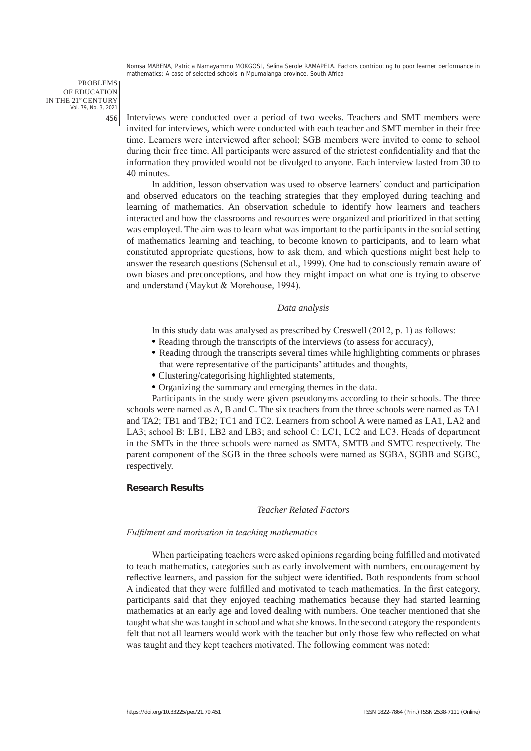Interviews were conducted over a period of two weeks. Teachers and SMT members were invited for interviews, which were conducted with each teacher and SMT member in their free time. Learners were interviewed after school; SGB members were invited to come to school during their free time. All participants were assured of the strictest confidentiality and that the information they provided would not be divulged to anyone. Each interview lasted from 30 to 40 minutes.

In addition, lesson observation was used to observe learners' conduct and participation and observed educators on the teaching strategies that they employed during teaching and learning of mathematics. An observation schedule to identify how learners and teachers interacted and how the classrooms and resources were organized and prioritized in that setting was employed. The aim was to learn what was important to the participants in the social setting of mathematics learning and teaching, to become known to participants, and to learn what constituted appropriate questions, how to ask them, and which questions might best help to answer the research questions (Schensul et al., 1999). One had to consciously remain aware of own biases and preconceptions, and how they might impact on what one is trying to observe and understand (Maykut & Morehouse, 1994).

*Data analysis*

In this study data was analysed as prescribed by Creswell (2012, p. 1) as follows:

- Reading through the transcripts of the interviews (to assess for accuracy),
- Reading through the transcripts several times while highlighting comments or phrases that were representative of the participants' attitudes and thoughts,
- Clustering/categorising highlighted statements,
- Organizing the summary and emerging themes in the data.

Participants in the study were given pseudonyms according to their schools. The three schools were named as A, B and C. The six teachers from the three schools were named as TA1 and TA2; TB1 and TB2; TC1 and TC2. Learners from school A were named as LA1, LA2 and LA3; school B: LB1, LB2 and LB3; and school C: LC1, LC2 and LC3. Heads of department in the SMTs in the three schools were named as SMTA, SMTB and SMTC respectively. The parent component of the SGB in the three schools were named as SGBA, SGBB and SGBC, respectively.

## Research Results

*Teacher Related Factors*

*Fulfilment and motivation in teaching mathematics*

When participating teachers were asked opinions regarding being fulfilled and motivated to teach mathematics, categories such as early involvement with numbers, encouragement by reflective learners, and passion for the subject were identified**.** Both respondents from school A indicated that they were fulfilled and motivated to teach mathematics. In the first category, participants said that they enjoyed teaching mathematics because they had started learning mathematics at an early age and loved dealing with numbers. One teacher mentioned that she taught what she was taught in school and what she knows. In the second category the respondents felt that not all learners would work with the teacher but only those few who reflected on what was taught and they kept teachers motivated. The following comment was noted: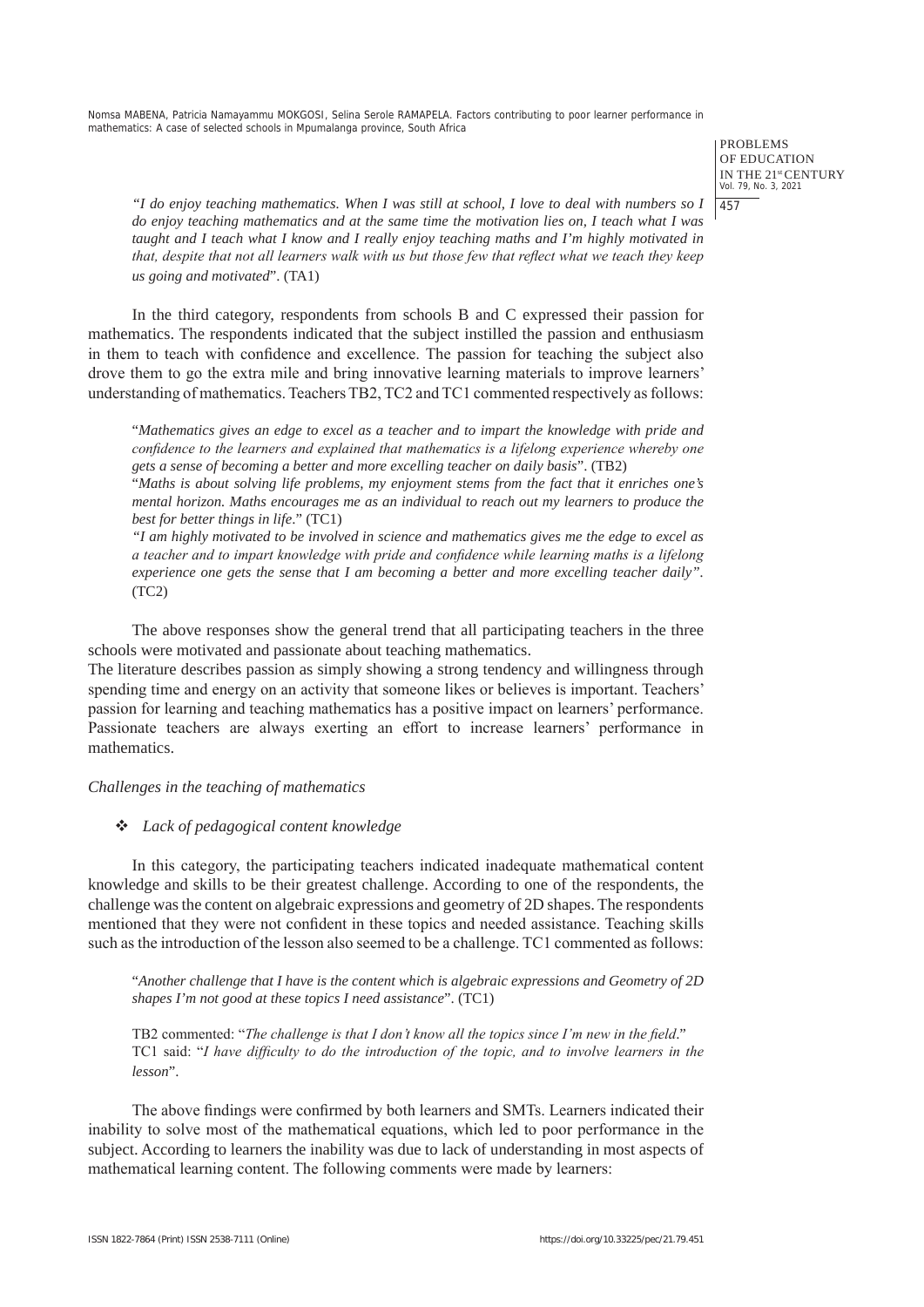*"I do enjoy teaching mathematics. When I was still at school, I love to deal with numbers so I do enjoy teaching mathematics and at the same time the motivation lies on, I teach what I was taught and I teach what I know and I really enjoy teaching maths and I'm highly motivated in that, despite that not all learners walk with us but those few that reflect what we teach they keep us going and motivated*". (TA1)

In the third category, respondents from schools B and C expressed their passion for mathematics. The respondents indicated that the subject instilled the passion and enthusiasm in them to teach with confidence and excellence. The passion for teaching the subject also drove them to go the extra mile and bring innovative learning materials to improve learners' understanding of mathematics. Teachers TB2, TC2 and TC1 commented respectively as follows:

"*Mathematics gives an edge to excel as a teacher and to impart the knowledge with pride and confidence to the learners and explained that mathematics is a lifelong experience whereby one gets a sense of becoming a better and more excelling teacher on daily basis*". (TB2)

"*Maths is about solving life problems, my enjoyment stems from the fact that it enriches one's mental horizon. Maths encourages me as an individual to reach out my learners to produce the best for better things in life*." (TC1)

*"I am highly motivated to be involved in science and mathematics gives me the edge to excel as a teacher and to impart knowledge with pride and confidence while learning maths is a lifelong experience one gets the sense that I am becoming a better and more excelling teacher daily"*. (TC2)

The above responses show the general trend that all participating teachers in the three schools were motivated and passionate about teaching mathematics.

The literature describes passion as simply showing a strong tendency and willingness through spending time and energy on an activity that someone likes or believes is important. Teachers' passion for learning and teaching mathematics has a positive impact on learners' performance. Passionate teachers are always exerting an effort to increase learners' performance in mathematics.

*Challenges in the teaching of mathematics*

- *Lack of pedagogical content knowledge*

In this category, the participating teachers indicated inadequate mathematical content knowledge and skills to be their greatest challenge. According to one of the respondents, the challenge was the content on algebraic expressions and geometry of 2D shapes. The respondents mentioned that they were not confident in these topics and needed assistance. Teaching skills such as the introduction of the lesson also seemed to be a challenge. TC1 commented as follows:

"*Another challenge that I have is the content which is algebraic expressions and Geometry of 2D shapes I'm not good at these topics I need assistance*". (TC1)

TB2 commented: "*The challenge is that I don't know all the topics since I'm new in the field*."
TC1 said: "*I have difficulty to do the introduction of the topic, and to involve learners in the lesson*".

The above findings were confirmed by both learners and SMTs. Learners indicated their inability to solve most of the mathematical equations, which led to poor performance in the subject. According to learners the inability was due to lack of understanding in most aspects of mathematical learning content. The following comments were made by learners: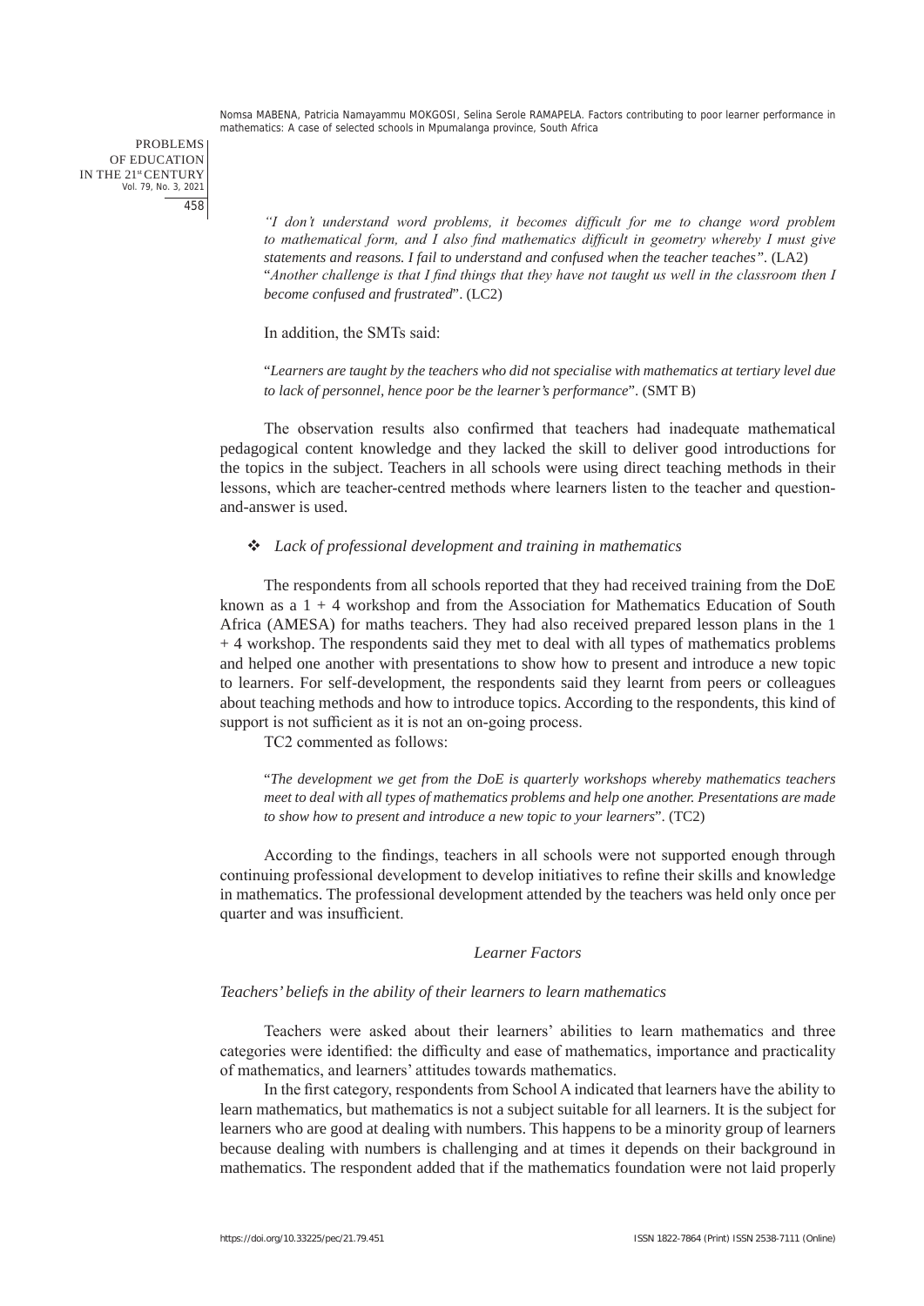> *"I don't understand word problems, it becomes difficult for me to change word problem to mathematical form, and I also find mathematics difficult in geometry whereby I must give statements and reasons. I fail to understand and confused when the teacher teaches".* (LA2)
> 
> "*Another challenge is that I find things that they have not taught us well in the classroom then I become confused and frustrated*". (LC2)

In addition, the SMTs said:

> "*Learners are taught by the teachers who did not specialise with mathematics at tertiary level due to lack of personnel, hence poor be the learner's performance*". (SMT B)

The observation results also confirmed that teachers had inadequate mathematical pedagogical content knowledge and they lacked the skill to deliver good introductions for the topics in the subject. Teachers in all schools were using direct teaching methods in their lessons, which are teacher-centred methods where learners listen to the teacher and question-and-answer is used.

- *Lack of professional development and training in mathematics*

The respondents from all schools reported that they had received training from the DoE known as a 1 + 4 workshop and from the Association for Mathematics Education of South Africa (AMESA) for maths teachers. They had also received prepared lesson plans in the 1 + 4 workshop. The respondents said they met to deal with all types of mathematics problems and helped one another with presentations to show how to present and introduce a new topic to learners. For self-development, the respondents said they learnt from peers or colleagues about teaching methods and how to introduce topics. According to the respondents, this kind of support is not sufficient as it is not an on-going process.

TC2 commented as follows:

> "*The development we get from the DoE is quarterly workshops whereby mathematics teachers meet to deal with all types of mathematics problems and help one another. Presentations are made to show how to present and introduce a new topic to your learners*". (TC2)

According to the findings, teachers in all schools were not supported enough through continuing professional development to develop initiatives to refine their skills and knowledge in mathematics. The professional development attended by the teachers was held only once per quarter and was insufficient.

### *Learner Factors*

#### *Teachers' beliefs in the ability of their learners to learn mathematics*

Teachers were asked about their learners' abilities to learn mathematics and three categories were identified: the difficulty and ease of mathematics, importance and practicality of mathematics, and learners' attitudes towards mathematics.

In the first category, respondents from School A indicated that learners have the ability to learn mathematics, but mathematics is not a subject suitable for all learners. It is the subject for learners who are good at dealing with numbers. This happens to be a minority group of learners because dealing with numbers is challenging and at times it depends on their background in mathematics. The respondent added that if the mathematics foundation were not laid properly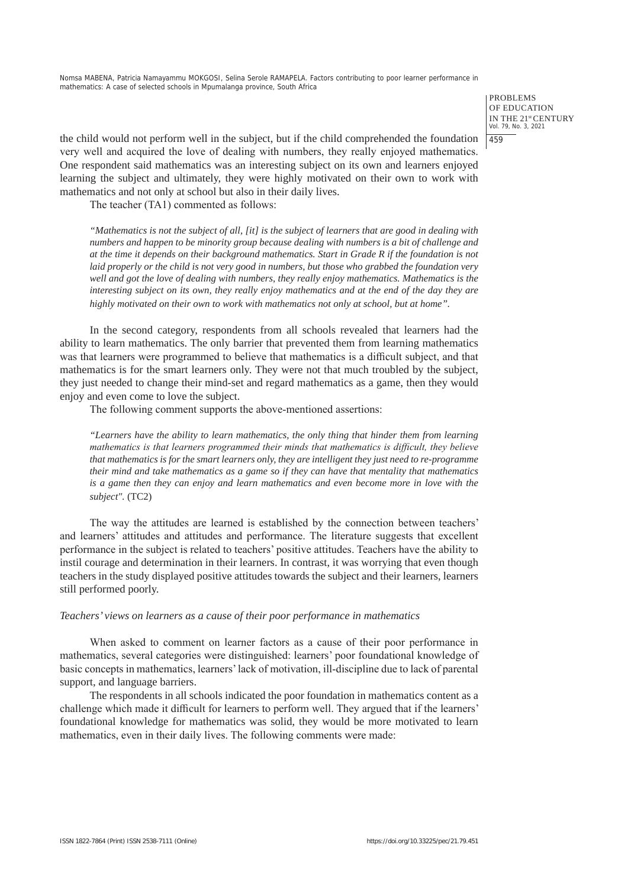the child would not perform well in the subject, but if the child comprehended the foundation very well and acquired the love of dealing with numbers, they really enjoyed mathematics. One respondent said mathematics was an interesting subject on its own and learners enjoyed learning the subject and ultimately, they were highly motivated on their own to work with mathematics and not only at school but also in their daily lives.

The teacher (TA1) commented as follows:

> *"Mathematics is not the subject of all, [it] is the subject of learners that are good in dealing with numbers and happen to be minority group because dealing with numbers is a bit of challenge and at the time it depends on their background mathematics. Start in Grade R if the foundation is not laid properly or the child is not very good in numbers, but those who grabbed the foundation very well and got the love of dealing with numbers, they really enjoy mathematics. Mathematics is the interesting subject on its own, they really enjoy mathematics and at the end of the day they are highly motivated on their own to work with mathematics not only at school, but at home".*

In the second category, respondents from all schools revealed that learners had the ability to learn mathematics. The only barrier that prevented them from learning mathematics was that learners were programmed to believe that mathematics is a difficult subject, and that mathematics is for the smart learners only. They were not that much troubled by the subject, they just needed to change their mind-set and regard mathematics as a game, then they would enjoy and even come to love the subject.

The following comment supports the above-mentioned assertions:

> *"Learners have the ability to learn mathematics, the only thing that hinder them from learning mathematics is that learners programmed their minds that mathematics is difficult, they believe that mathematics is for the smart learners only, they are intelligent they just need to re-programme their mind and take mathematics as a game so if they can have that mentality that mathematics is a game then they can enjoy and learn mathematics and even become more in love with the subject".* (TC2)

The way the attitudes are learned is established by the connection between teachers' and learners' attitudes and attitudes and performance. The literature suggests that excellent performance in the subject is related to teachers' positive attitudes. Teachers have the ability to instil courage and determination in their learners. In contrast, it was worrying that even though teachers in the study displayed positive attitudes towards the subject and their learners, learners still performed poorly.

*Teachers' views on learners as a cause of their poor performance in mathematics*

When asked to comment on learner factors as a cause of their poor performance in mathematics, several categories were distinguished: learners' poor foundational knowledge of basic concepts in mathematics, learners' lack of motivation, ill-discipline due to lack of parental support, and language barriers.

The respondents in all schools indicated the poor foundation in mathematics content as a challenge which made it difficult for learners to perform well. They argued that if the learners' foundational knowledge for mathematics was solid, they would be more motivated to learn mathematics, even in their daily lives. The following comments were made: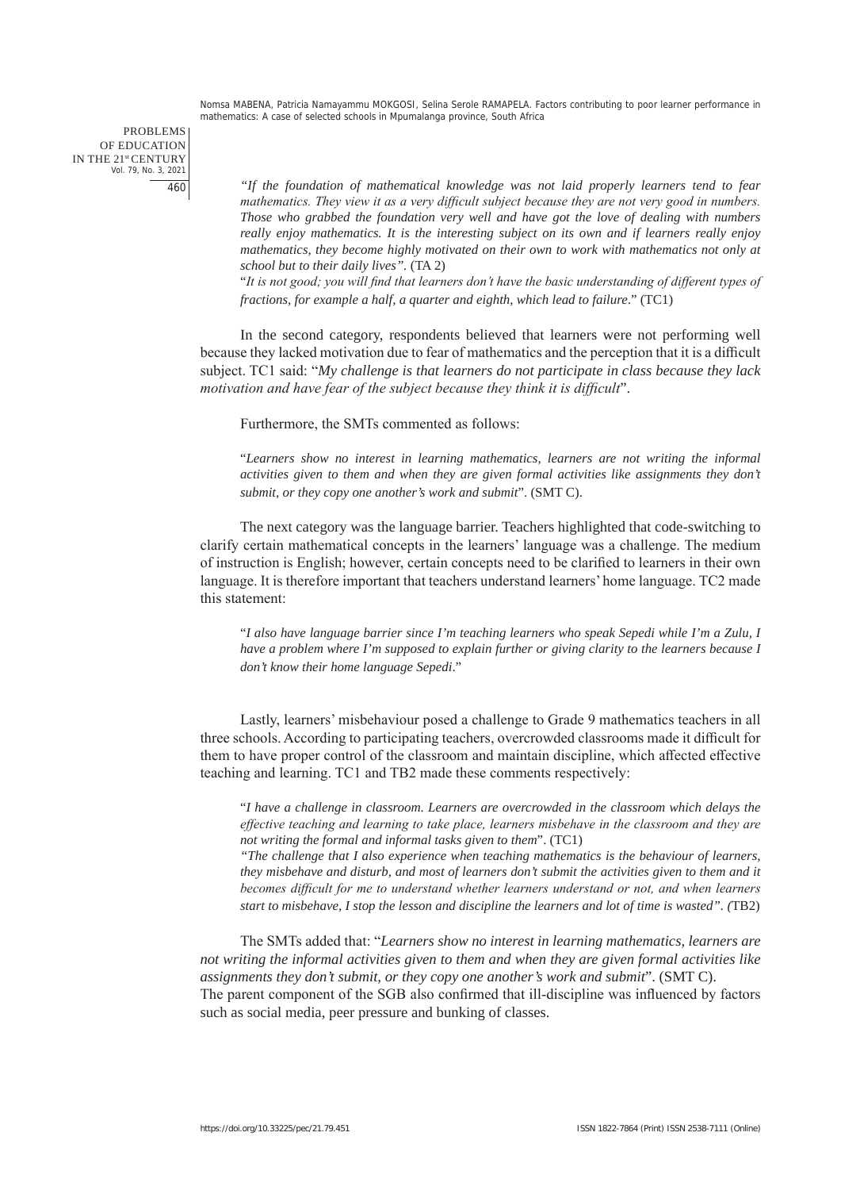*"If the foundation of mathematical knowledge was not laid properly learners tend to fear mathematics. They view it as a very difficult subject because they are not very good in numbers. Those who grabbed the foundation very well and have got the love of dealing with numbers really enjoy mathematics. It is the interesting subject on its own and if learners really enjoy mathematics, they become highly motivated on their own to work with mathematics not only at school but to their daily lives".* (TA 2)

"*It is not good; you will find that learners don't have the basic understanding of different types of fractions, for example a half, a quarter and eighth, which lead to failure*." (TC1)

In the second category, respondents believed that learners were not performing well because they lacked motivation due to fear of mathematics and the perception that it is a difficult subject. TC1 said: "*My challenge is that learners do not participate in class because they lack motivation and have fear of the subject because they think it is difficult*".

Furthermore, the SMTs commented as follows:

"*Learners show no interest in learning mathematics, learners are not writing the informal activities given to them and when they are given formal activities like assignments they don't submit, or they copy one another's work and submit*". (SMT C).

The next category was the language barrier. Teachers highlighted that code-switching to clarify certain mathematical concepts in the learners' language was a challenge. The medium of instruction is English; however, certain concepts need to be clarified to learners in their own language. It is therefore important that teachers understand learners' home language. TC2 made this statement:

"*I also have language barrier since I'm teaching learners who speak Sepedi while I'm a Zulu, I have a problem where I'm supposed to explain further or giving clarity to the learners because I don't know their home language Sepedi*."

Lastly, learners' misbehaviour posed a challenge to Grade 9 mathematics teachers in all three schools. According to participating teachers, overcrowded classrooms made it difficult for them to have proper control of the classroom and maintain discipline, which affected effective teaching and learning. TC1 and TB2 made these comments respectively:

"*I have a challenge in classroom. Learners are overcrowded in the classroom which delays the effective teaching and learning to take place, learners misbehave in the classroom and they are not writing the formal and informal tasks given to them*". (TC1)

*"The challenge that I also experience when teaching mathematics is the behaviour of learners, they misbehave and disturb, and most of learners don't submit the activities given to them and it becomes difficult for me to understand whether learners understand or not, and when learners start to misbehave, I stop the lesson and discipline the learners and lot of time is wasted".* (TB2)

The SMTs added that: "*Learners show no interest in learning mathematics, learners are not writing the informal activities given to them and when they are given formal activities like assignments they don't submit, or they copy one another's work and submit*". (SMT C).
The parent component of the SGB also confirmed that ill-discipline was influenced by factors such as social media, peer pressure and bunking of classes.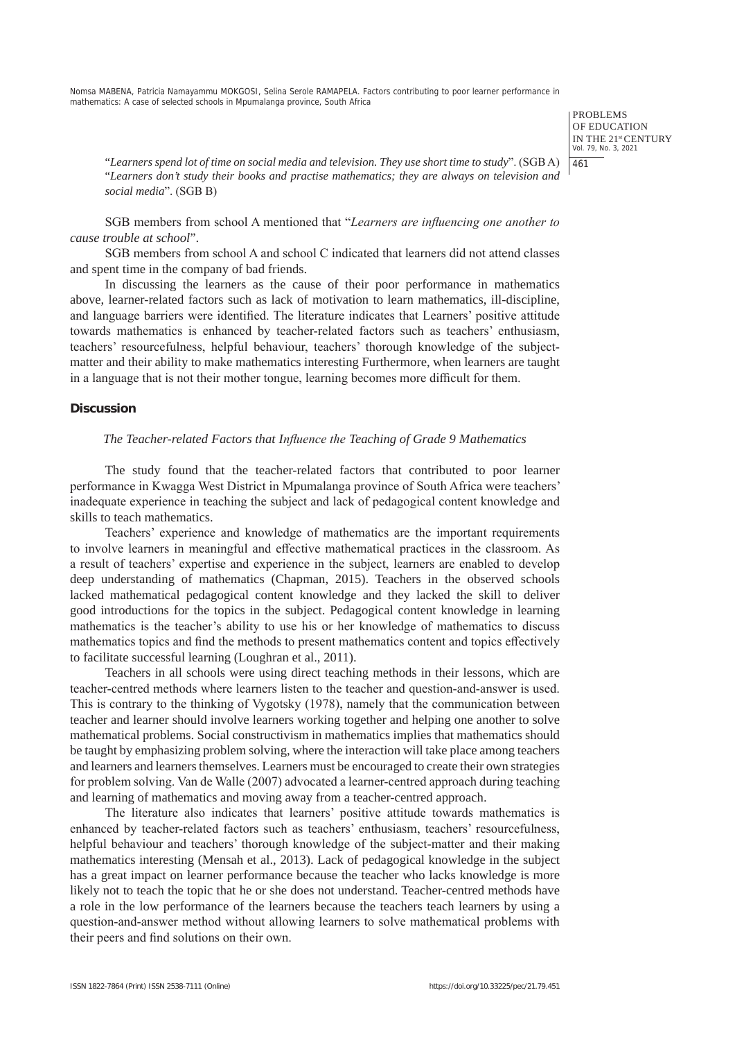"*Learners spend lot of time on social media and television. They use short time to study*". (SGB A) "*Learners don't study their books and practise mathematics; they are always on television and social media*". (SGB B)

SGB members from school A mentioned that "*Learners are influencing one another to cause trouble at school*".

SGB members from school A and school C indicated that learners did not attend classes and spent time in the company of bad friends.

In discussing the learners as the cause of their poor performance in mathematics above, learner-related factors such as lack of motivation to learn mathematics, ill-discipline, and language barriers were identified. The literature indicates that Learners' positive attitude towards mathematics is enhanced by teacher-related factors such as teachers' enthusiasm, teachers' resourcefulness, helpful behaviour, teachers' thorough knowledge of the subject-matter and their ability to make mathematics interesting Furthermore, when learners are taught in a language that is not their mother tongue, learning becomes more difficult for them.

## Discussion

### *The Teacher-related Factors that Influence the Teaching of Grade 9 Mathematics*

The study found that the teacher-related factors that contributed to poor learner performance in Kwagga West District in Mpumalanga province of South Africa were teachers' inadequate experience in teaching the subject and lack of pedagogical content knowledge and skills to teach mathematics.

Teachers' experience and knowledge of mathematics are the important requirements to involve learners in meaningful and effective mathematical practices in the classroom. As a result of teachers' expertise and experience in the subject, learners are enabled to develop deep understanding of mathematics (Chapman, 2015). Teachers in the observed schools lacked mathematical pedagogical content knowledge and they lacked the skill to deliver good introductions for the topics in the subject. Pedagogical content knowledge in learning mathematics is the teacher's ability to use his or her knowledge of mathematics to discuss mathematics topics and find the methods to present mathematics content and topics effectively to facilitate successful learning (Loughran et al., 2011).

Teachers in all schools were using direct teaching methods in their lessons, which are teacher-centred methods where learners listen to the teacher and question-and-answer is used. This is contrary to the thinking of Vygotsky (1978), namely that the communication between teacher and learner should involve learners working together and helping one another to solve mathematical problems. Social constructivism in mathematics implies that mathematics should be taught by emphasizing problem solving, where the interaction will take place among teachers and learners and learners themselves. Learners must be encouraged to create their own strategies for problem solving. Van de Walle (2007) advocated a learner-centred approach during teaching and learning of mathematics and moving away from a teacher-centred approach.

The literature also indicates that learners' positive attitude towards mathematics is enhanced by teacher-related factors such as teachers' enthusiasm, teachers' resourcefulness, helpful behaviour and teachers' thorough knowledge of the subject-matter and their making mathematics interesting (Mensah et al., 2013). Lack of pedagogical knowledge in the subject has a great impact on learner performance because the teacher who lacks knowledge is more likely not to teach the topic that he or she does not understand. Teacher-centred methods have a role in the low performance of the learners because the teachers teach learners by using a question-and-answer method without allowing learners to solve mathematical problems with their peers and find solutions on their own.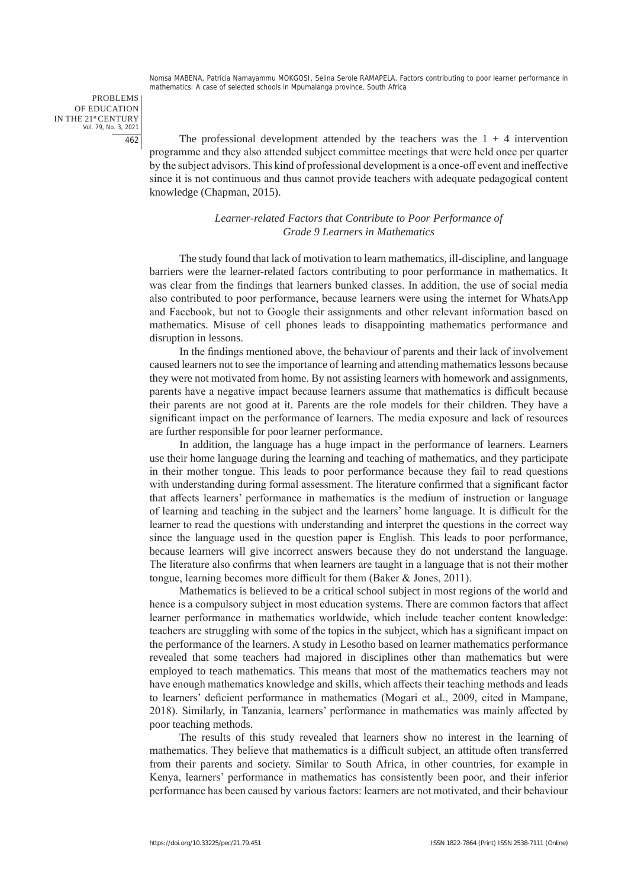The professional development attended by the teachers was the 1 + 4 intervention programme and they also attended subject committee meetings that were held once per quarter by the subject advisors. This kind of professional development is a once-off event and ineffective since it is not continuous and thus cannot provide teachers with adequate pedagogical content knowledge (Chapman, 2015).

### *Learner-related Factors that Contribute to Poor Performance of Grade 9 Learners in Mathematics*

The study found that lack of motivation to learn mathematics, ill-discipline, and language barriers were the learner-related factors contributing to poor performance in mathematics. It was clear from the findings that learners bunked classes. In addition, the use of social media also contributed to poor performance, because learners were using the internet for WhatsApp and Facebook, but not to Google their assignments and other relevant information based on mathematics. Misuse of cell phones leads to disappointing mathematics performance and disruption in lessons.

In the findings mentioned above, the behaviour of parents and their lack of involvement caused learners not to see the importance of learning and attending mathematics lessons because they were not motivated from home. By not assisting learners with homework and assignments, parents have a negative impact because learners assume that mathematics is difficult because their parents are not good at it. Parents are the role models for their children. They have a significant impact on the performance of learners. The media exposure and lack of resources are further responsible for poor learner performance.

In addition, the language has a huge impact in the performance of learners. Learners use their home language during the learning and teaching of mathematics, and they participate in their mother tongue. This leads to poor performance because they fail to read questions with understanding during formal assessment. The literature confirmed that a significant factor that affects learners' performance in mathematics is the medium of instruction or language of learning and teaching in the subject and the learners' home language. It is difficult for the learner to read the questions with understanding and interpret the questions in the correct way since the language used in the question paper is English. This leads to poor performance, because learners will give incorrect answers because they do not understand the language. The literature also confirms that when learners are taught in a language that is not their mother tongue, learning becomes more difficult for them (Baker & Jones, 2011).

Mathematics is believed to be a critical school subject in most regions of the world and hence is a compulsory subject in most education systems. There are common factors that affect learner performance in mathematics worldwide, which include teacher content knowledge: teachers are struggling with some of the topics in the subject, which has a significant impact on the performance of the learners. A study in Lesotho based on learner mathematics performance revealed that some teachers had majored in disciplines other than mathematics but were employed to teach mathematics. This means that most of the mathematics teachers may not have enough mathematics knowledge and skills, which affects their teaching methods and leads to learners' deficient performance in mathematics (Mogari et al., 2009, cited in Mampane, 2018). Similarly, in Tanzania, learners' performance in mathematics was mainly affected by poor teaching methods.

The results of this study revealed that learners show no interest in the learning of mathematics. They believe that mathematics is a difficult subject, an attitude often transferred from their parents and society. Similar to South Africa, in other countries, for example in Kenya, learners' performance in mathematics has consistently been poor, and their inferior performance has been caused by various factors: learners are not motivated, and their behaviour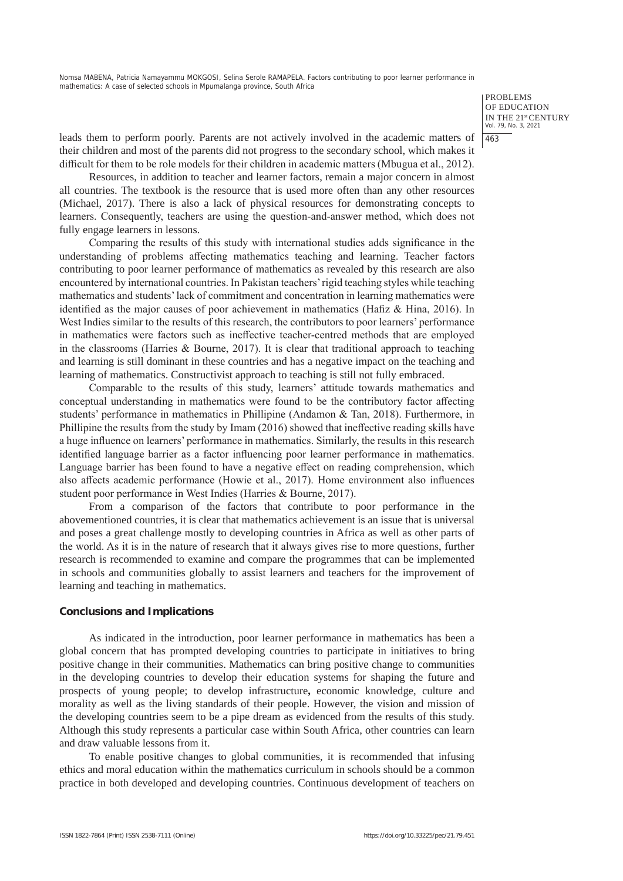leads them to perform poorly. Parents are not actively involved in the academic matters of their children and most of the parents did not progress to the secondary school, which makes it difficult for them to be role models for their children in academic matters (Mbugua et al., 2012).

Resources, in addition to teacher and learner factors, remain a major concern in almost all countries. The textbook is the resource that is used more often than any other resources (Michael, 2017). There is also a lack of physical resources for demonstrating concepts to learners. Consequently, teachers are using the question-and-answer method, which does not fully engage learners in lessons.

Comparing the results of this study with international studies adds significance in the understanding of problems affecting mathematics teaching and learning. Teacher factors contributing to poor learner performance of mathematics as revealed by this research are also encountered by international countries. In Pakistan teachers' rigid teaching styles while teaching mathematics and students' lack of commitment and concentration in learning mathematics were identified as the major causes of poor achievement in mathematics (Hafiz & Hina, 2016). In West Indies similar to the results of this research, the contributors to poor learners' performance in mathematics were factors such as ineffective teacher-centred methods that are employed in the classrooms (Harries & Bourne, 2017). It is clear that traditional approach to teaching and learning is still dominant in these countries and has a negative impact on the teaching and learning of mathematics. Constructivist approach to teaching is still not fully embraced.

Comparable to the results of this study, learners' attitude towards mathematics and conceptual understanding in mathematics were found to be the contributory factor affecting students' performance in mathematics in Phillipine (Andamon & Tan, 2018). Furthermore, in Phillipine the results from the study by Imam (2016) showed that ineffective reading skills have a huge influence on learners' performance in mathematics. Similarly, the results in this research identified language barrier as a factor influencing poor learner performance in mathematics. Language barrier has been found to have a negative effect on reading comprehension, which also affects academic performance (Howie et al., 2017). Home environment also influences student poor performance in West Indies (Harries & Bourne, 2017).

From a comparison of the factors that contribute to poor performance in the abovementioned countries, it is clear that mathematics achievement is an issue that is universal and poses a great challenge mostly to developing countries in Africa as well as other parts of the world. As it is in the nature of research that it always gives rise to more questions, further research is recommended to examine and compare the programmes that can be implemented in schools and communities globally to assist learners and teachers for the improvement of learning and teaching in mathematics.

## Conclusions and Implications

As indicated in the introduction, poor learner performance in mathematics has been a global concern that has prompted developing countries to participate in initiatives to bring positive change in their communities. Mathematics can bring positive change to communities in the developing countries to develop their education systems for shaping the future and prospects of young people; to develop infrastructure**,** economic knowledge, culture and morality as well as the living standards of their people. However, the vision and mission of the developing countries seem to be a pipe dream as evidenced from the results of this study. Although this study represents a particular case within South Africa, other countries can learn and draw valuable lessons from it.

To enable positive changes to global communities, it is recommended that infusing ethics and moral education within the mathematics curriculum in schools should be a common practice in both developed and developing countries. Continuous development of teachers on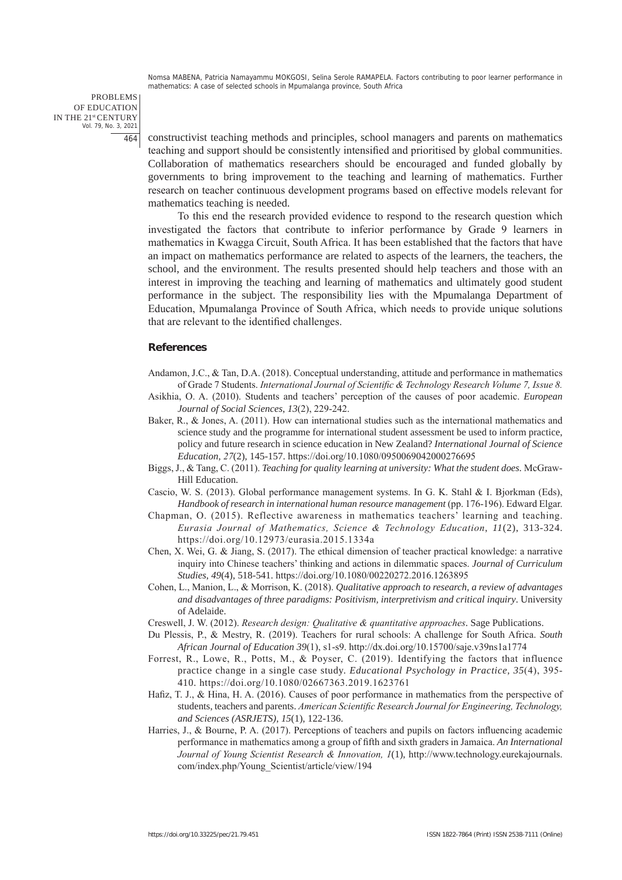constructivist teaching methods and principles, school managers and parents on mathematics teaching and support should be consistently intensified and prioritised by global communities. Collaboration of mathematics researchers should be encouraged and funded globally by governments to bring improvement to the teaching and learning of mathematics. Further research on teacher continuous development programs based on effective models relevant for mathematics teaching is needed.

To this end the research provided evidence to respond to the research question which investigated the factors that contribute to inferior performance by Grade 9 learners in mathematics in Kwagga Circuit, South Africa. It has been established that the factors that have an impact on mathematics performance are related to aspects of the learners, the teachers, the school, and the environment. The results presented should help teachers and those with an interest in improving the teaching and learning of mathematics and ultimately good student performance in the subject. The responsibility lies with the Mpumalanga Department of Education, Mpumalanga Province of South Africa, which needs to provide unique solutions that are relevant to the identified challenges.

## References

Andamon, J.C., & Tan, D.A. (2018). Conceptual understanding, attitude and performance in mathematics of Grade 7 Students. *International Journal of Scientific & Technology Research Volume 7, Issue 8.*

Asikhia, O. A. (2010). Students and teachers' perception of the causes of poor academic. *European Journal of Social Sciences, 13*(2), 229-242.

Baker, R., & Jones, A. (2011). How can international studies such as the international mathematics and science study and the programme for international student assessment be used to inform practice, policy and future research in science education in New Zealand? *International Journal of Science Education, 27*(2), 145-157. https://doi.org/10.1080/0950069042000276695

Biggs, J., & Tang, C. (2011). *Teaching for quality learning at university: What the student does.* McGraw-Hill Education.

Cascio, W. S. (2013). Global performance management systems. In G. K. Stahl & I. Bjorkman (Eds), *Handbook of research in international human resource management* (pp. 176-196). Edward Elgar.

Chapman, O. (2015). Reflective awareness in mathematics teachers' learning and teaching. *Eurasia Journal of Mathematics, Science & Technology Education, 11*(2), 313-324. https://doi.org/10.12973/eurasia.2015.1334a

Chen, X. Wei, G. & Jiang, S. (2017). The ethical dimension of teacher practical knowledge: a narrative inquiry into Chinese teachers' thinking and actions in dilemmatic spaces. *Journal of Curriculum Studies, 49*(4), 518-541. https://doi.org/10.1080/00220272.2016.1263895

Cohen, L., Manion, L., & Morrison, K. (2018). *Qualitative approach to research, a review of advantages and disadvantages of three paradigms: Positivism, interpretivism and critical inquiry*. University of Adelaide.

Creswell, J. W. (2012). *Research design: Qualitative & quantitative approaches*. Sage Publications.

Du Plessis, P., & Mestry, R. (2019). Teachers for rural schools: A challenge for South Africa. *South African Journal of Education 39*(1), s1-s9. http://dx.doi.org/10.15700/saje.v39ns1a1774

Forrest, R., Lowe, R., Potts, M., & Poyser, C. (2019). Identifying the factors that influence practice change in a single case study. *Educational Psychology in Practice, 35*(4), 395-410. https://doi.org/10.1080/02667363.2019.1623761

Hafiz, T. J., & Hina, H. A. (2016). Causes of poor performance in mathematics from the perspective of students, teachers and parents. *American Scientific Research Journal for Engineering, Technology, and Sciences (ASRJETS), 15*(1), 122-136.

Harries, J., & Bourne, P. A. (2017). Perceptions of teachers and pupils on factors influencing academic performance in mathematics among a group of fifth and sixth graders in Jamaica. *An International Journal of Young Scientist Research & Innovation, 1*(1), http://www.technology.eurekajournals.com/index.php/Young_Scientist/article/view/194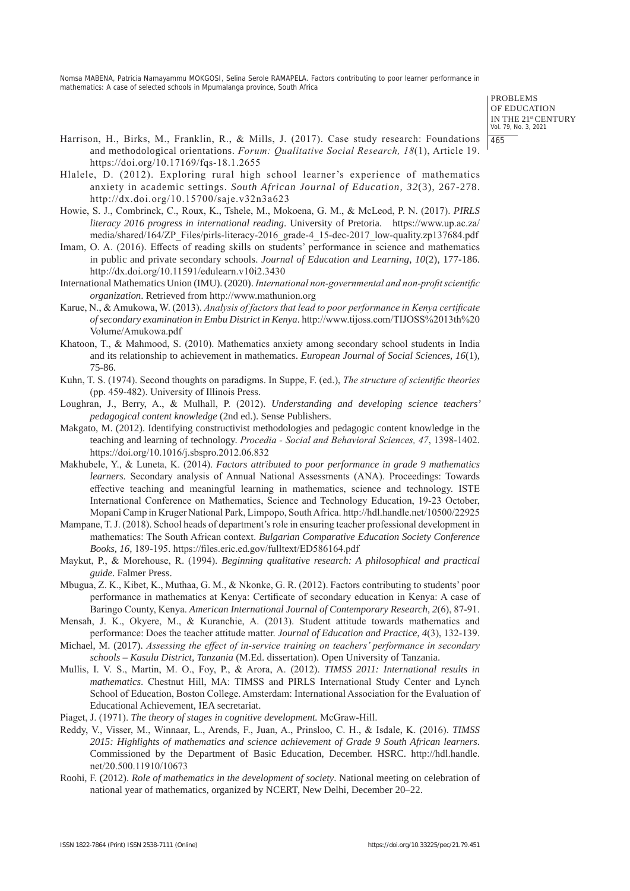Harrison, H., Birks, M., Franklin, R., & Mills, J. (2017). Case study research: Foundations and methodological orientations. *Forum: Qualitative Social Research, 18*(1), Article 19. https://doi.org/10.17169/fqs-18.1.2655

Hlalele, D. (2012). Exploring rural high school learner's experience of mathematics anxiety in academic settings. *South African Journal of Education, 32*(3), 267-278. http://dx.doi.org/10.15700/saje.v32n3a623

Howie, S. J., Combrinck, C., Roux, K., Tshele, M., Mokoena, G. M., & McLeod, P. N. (2017). *PIRLS literacy 2016 progress in international reading*. University of Pretoria. https://www.up.ac.za/media/shared/164/ZP_Files/pirls-literacy-2016_grade-4_15-dec-2017_low-quality.zp137684.pdf

Imam, O. A. (2016). Effects of reading skills on students' performance in science and mathematics in public and private secondary schools. *Journal of Education and Learning*, *10*(2), 177-186. http://dx.doi.org/10.11591/edulearn.v10i2.3430

International Mathematics Union (IMU). (2020). *International non-governmental and non-profit scientific organization*. Retrieved from http://www.mathunion.org

Karue, N., & Amukowa, W. (2013). *Analysis of factors that lead to poor performance in Kenya certificate of secondary examination in Embu District in Kenya*. http://www.tijoss.com/TIJOSS%2013th%20Volume/Amukowa.pdf

Khatoon, T., & Mahmood, S. (2010). Mathematics anxiety among secondary school students in India and its relationship to achievement in mathematics. *European Journal of Social Sciences, 16*(1), 75-86.

Kuhn, T. S. (1974). Second thoughts on paradigms. In Suppe, F. (ed.), *The structure of scientific theories* (pp. 459-482). University of Illinois Press.

Loughran, J., Berry, A., & Mulhall, P. (2012). *Understanding and developing science teachers' pedagogical content knowledge* (2nd ed.). Sense Publishers.

Makgato, M. (2012). Identifying constructivist methodologies and pedagogic content knowledge in the teaching and learning of technology. *Procedia - Social and Behavioral Sciences, 47*, 1398-1402. https://doi.org/10.1016/j.sbspro.2012.06.832

Makhubele, Y., & Luneta, K. (2014). *Factors attributed to poor performance in grade 9 mathematics learners.* Secondary analysis of Annual National Assessments (ANA). Proceedings: Towards effective teaching and meaningful learning in mathematics, science and technology. ISTE International Conference on Mathematics, Science and Technology Education, 19-23 October, Mopani Camp in Kruger National Park, Limpopo, South Africa. http://hdl.handle.net/10500/22925

Mampane, T. J. (2018). School heads of department's role in ensuring teacher professional development in mathematics: The South African context. *Bulgarian Comparative Education Society Conference Books, 16,* 189-195. https://files.eric.ed.gov/fulltext/ED586164.pdf

Maykut, P., & Morehouse, R. (1994). *Beginning qualitative research: A philosophical and practical guide*. Falmer Press.

Mbugua, Z. K., Kibet, K., Muthaa, G. M., & Nkonke, G. R. (2012). Factors contributing to students' poor performance in mathematics at Kenya: Certificate of secondary education in Kenya: A case of Baringo County, Kenya. *American International Journal of Contemporary Research*, *2*(6), 87-91.

Mensah, J. K., Okyere, M., & Kuranchie, A. (2013). Student attitude towards mathematics and performance: Does the teacher attitude matter. *Journal of Education and Practice, 4*(3), 132-139.

Michael, M. (2017). *Assessing the effect of in-service training on teachers' performance in secondary schools – Kasulu District, Tanzania* (M.Ed. dissertation). Open University of Tanzania.

Mullis, I. V. S., Martin, M. O., Foy, P., & Arora, A. (2012). *TIMSS 2011: International results in mathematics*. Chestnut Hill, MA: TIMSS and PIRLS International Study Center and Lynch School of Education, Boston College. Amsterdam: International Association for the Evaluation of Educational Achievement, IEA secretariat.

Piaget, J. (1971). *The theory of stages in cognitive development.* McGraw-Hill.

Reddy, V., Visser, M., Winnaar, L., Arends, F., Juan, A., Prinsloo, C. H., & Isdale, K. (2016). *TIMSS 2015: Highlights of mathematics and science achievement of Grade 9 South African learners*. Commissioned by the Department of Basic Education, December. HSRC. http://hdl.handle.net/20.500.11910/10673

Roohi, F. (2012). *Role of mathematics in the development of society*. National meeting on celebration of national year of mathematics, organized by NCERT, New Delhi, December 20–22.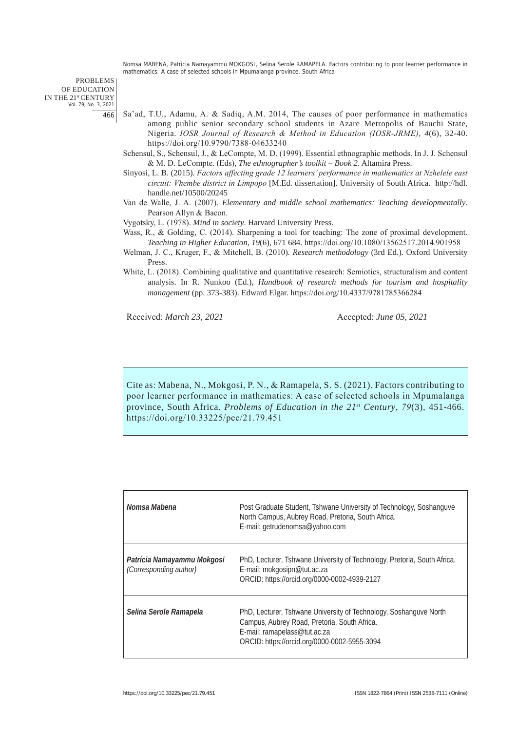Sa'ad, T.U., Adamu, A. & Sadiq, A.M. 2014, The causes of poor performance in mathematics among public senior secondary school students in Azare Metropolis of Bauchi State, Nigeria. *IOSR Journal of Research & Method in Education (IOSR-JRME)*, *4*(6), 32-40. https://doi.org/10.9790/7388-04633240

Schensul, S., Schensul, J., & LeCompte, M. D. (1999). Essential ethnographic methods. In J. J. Schensul & M. D. LeCompte. (Eds), *The ethnographer's toolkit – Book 2*. Altamira Press.

Sinyosi, L. B. (2015). *Factors affecting grade 12 learners' performance in mathematics at Nzhelele east circuit: Vhembe district in Limpopo* [M.Ed. dissertation]. University of South Africa. http://hdl.handle.net/10500/20245

Van de Walle, J. A. (2007). *Elementary and middle school mathematics: Teaching developmentally*. Pearson Allyn & Bacon.

Vygotsky, L. (1978). *Mind in society*. Harvard University Press.

Wass, R., & Golding, C. (2014). Sharpening a tool for teaching: The zone of proximal development. *Teaching in Higher Education, 19*(6), 671 684. https://doi.org/10.1080/13562517.2014.901958

Welman, J. C., Kruger, F., & Mitchell, B. (2010). *Research methodology* (3rd Ed.). Oxford University Press.

White, L. (2018). Combining qualitative and quantitative research: Semiotics, structuralism and content analysis. In R. Nunkoo (Ed.), *Handbook of research methods for tourism and hospitality management* (pp. 373-383). Edward Elgar. https://doi.org/10.4337/9781785366284

Received: *March 23, 2021* Accepted: *June 05, 2021*

Cite as: Mabena, N., Mokgosi, P. N., & Ramapela, S. S. (2021). Factors contributing to poor learner performance in mathematics: A case of selected schools in Mpumalanga province, South Africa. *Problems of Education in the 21st Century*, *79*(3), 451-466. https://doi.org/10.33225/pec/21.79.451

| | |
|---|---|
| ***Nomsa Mabena*** | Post Graduate Student, Tshwane University of Technology, Soshanguve North Campus, Aubrey Road, Pretoria, South Africa.<br>E-mail: getrudenomsa@yahoo.com |
| ***Patricia Namayammu Mokgosi***<br>*(Corresponding author)* | PhD, Lecturer, Tshwane University of Technology, Pretoria, South Africa.<br>E-mail: mokgosipn@tut.ac.za<br>ORCID: https://orcid.org/0000-0002-4939-2127 |
| ***Selina Serole Ramapela*** | PhD, Lecturer, Tshwane University of Technology, Soshanguve North Campus, Aubrey Road, Pretoria, South Africa.<br>E-mail: ramapelass@tut.ac.za<br>ORCID: https://orcid.org/0000-0002-5955-3094 |